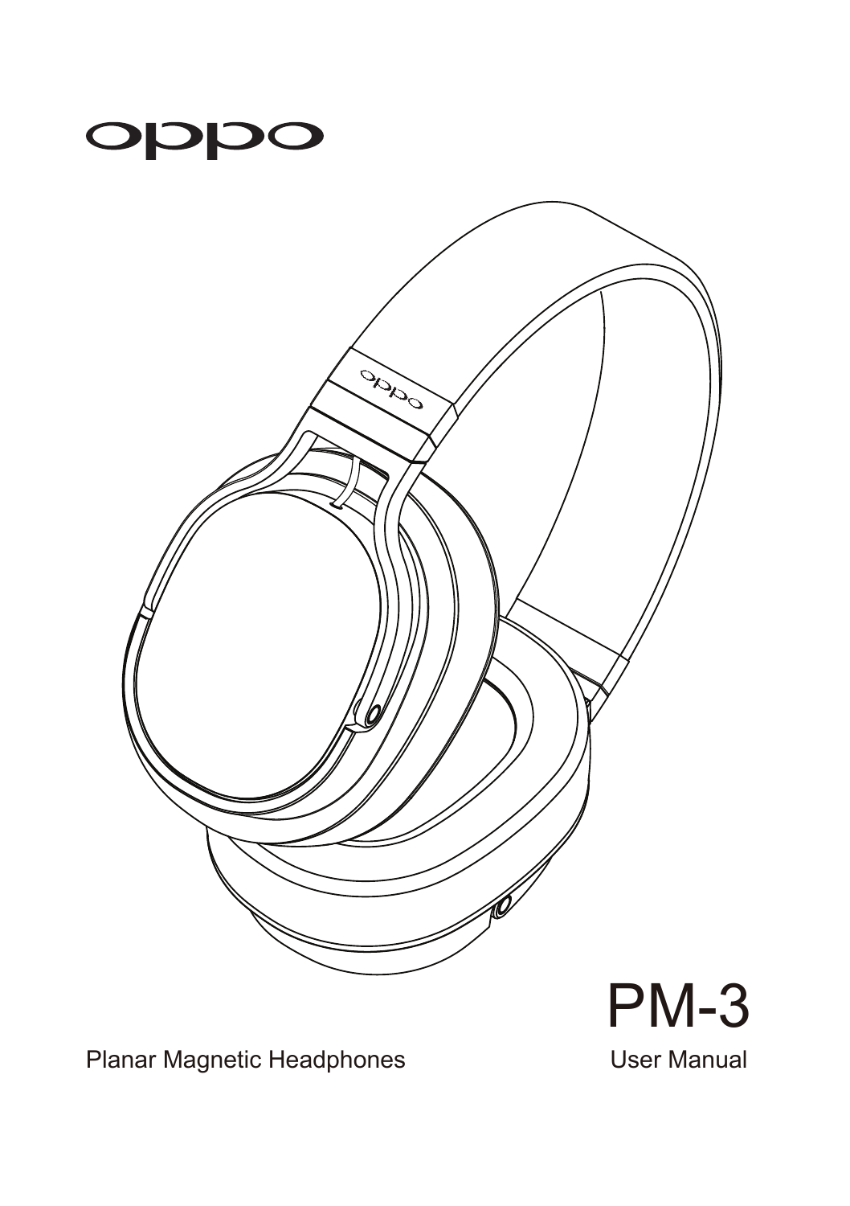oppo

PM-3

Planar Magnetic Headphones

User Manual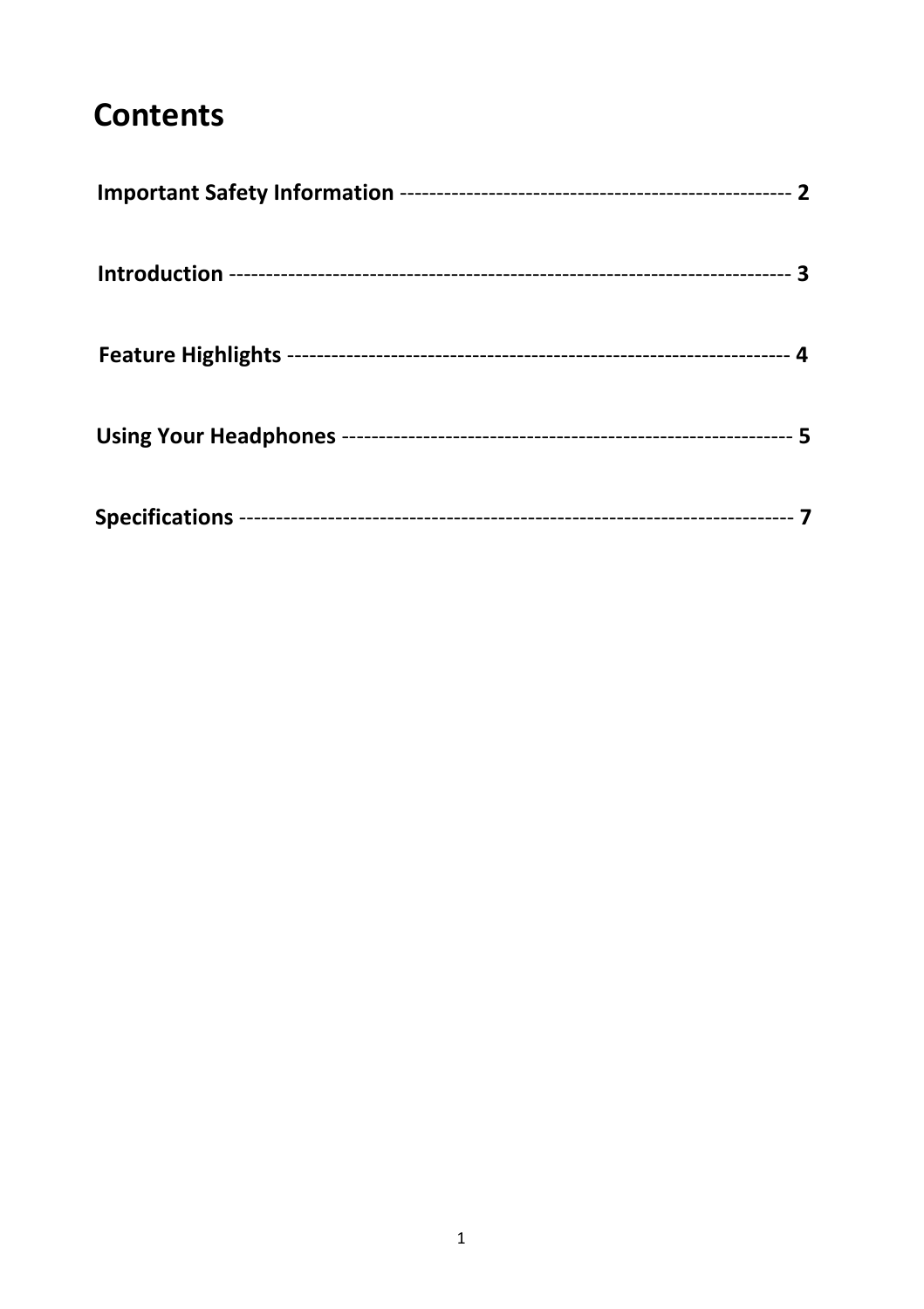# Contents

**Important Safety Information** ---------------------------------------------------- **2**

**Introduction** ------------------------------------------------------------------------ **3**

**Feature Highlights** ------------------------------------------------------------------ **4**

**Using Your Headphones** -------------------------------------------------------------- **5**

**Specifications** ------------------------------------------------------------------------ **7**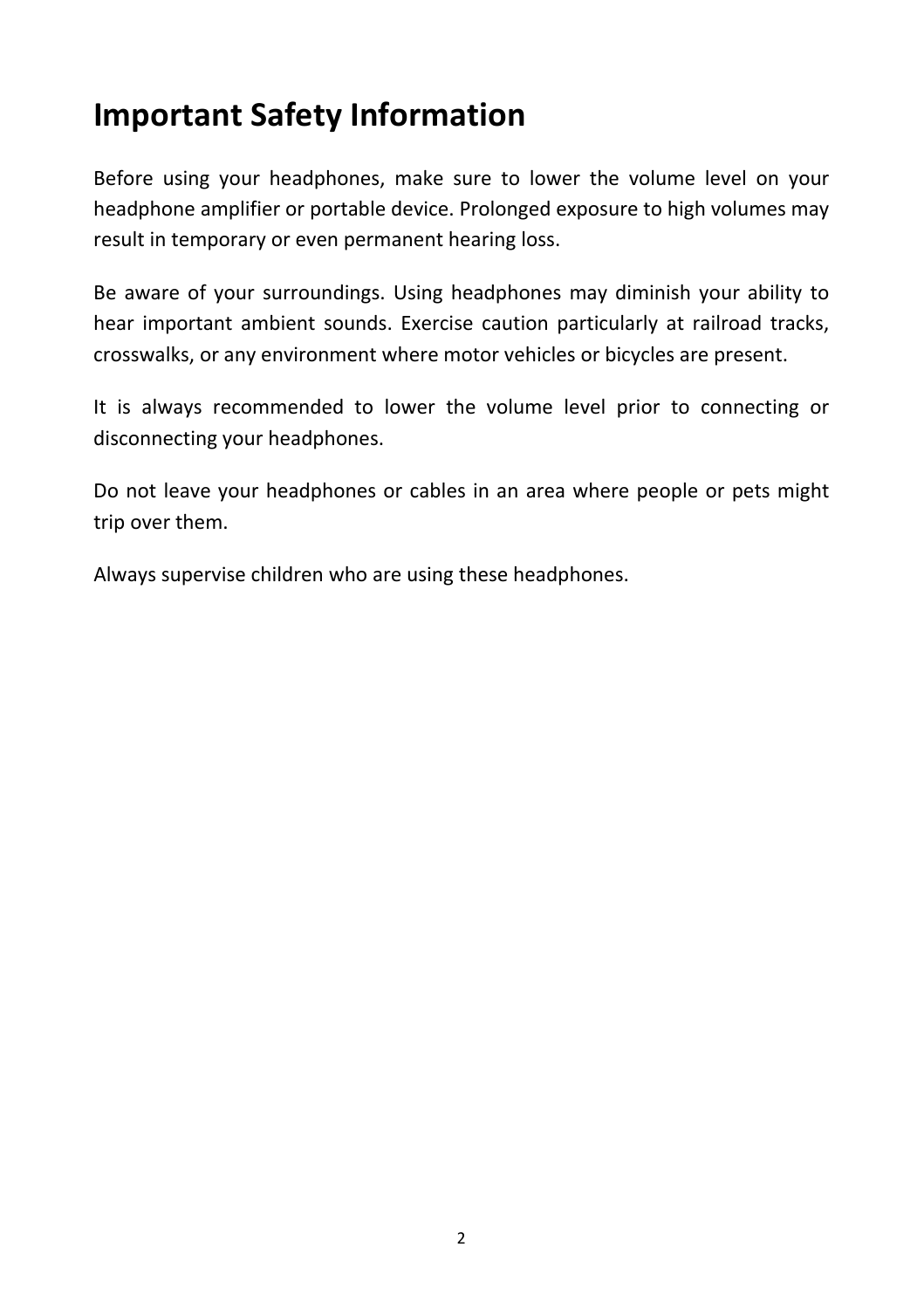# Important Safety Information

Before using your headphones, make sure to lower the volume level on your headphone amplifier or portable device. Prolonged exposure to high volumes may result in temporary or even permanent hearing loss.

Be aware of your surroundings. Using headphones may diminish your ability to hear important ambient sounds. Exercise caution particularly at railroad tracks, crosswalks, or any environment where motor vehicles or bicycles are present.

It is always recommended to lower the volume level prior to connecting or disconnecting your headphones.

Do not leave your headphones or cables in an area where people or pets might trip over them.

Always supervise children who are using these headphones.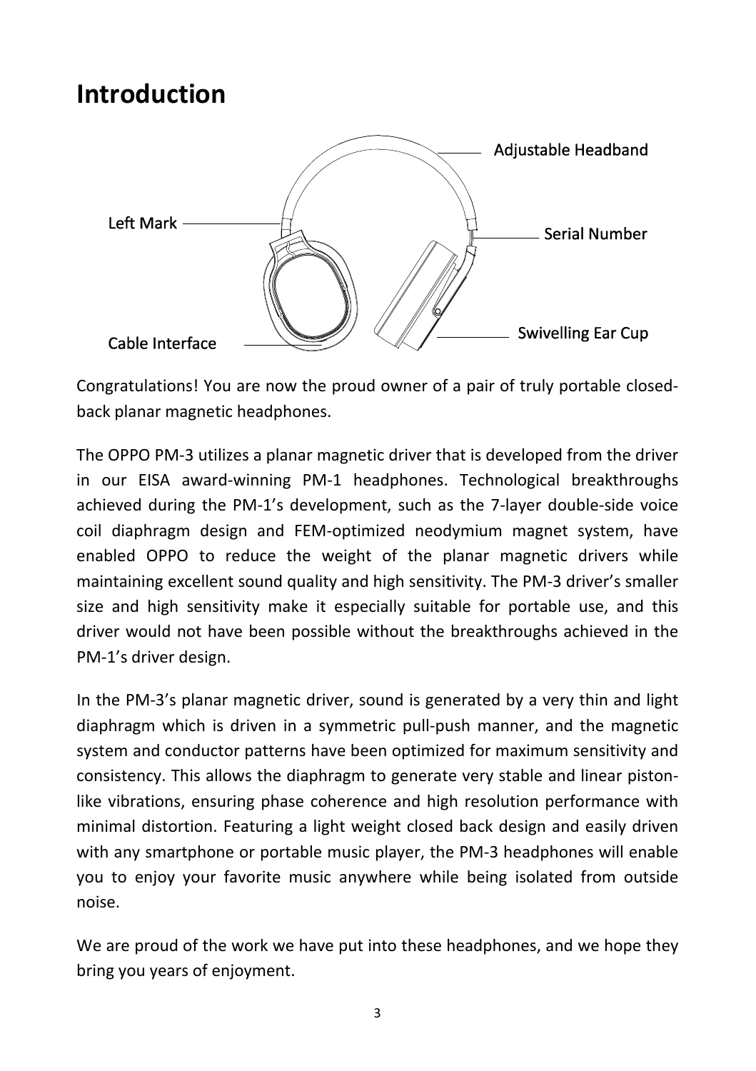# Introduction

Adjustable Headband

Left Mark

Serial Number

Swivelling Ear Cup

Cable Interface

Congratulations! You are now the proud owner of a pair of truly portable closed-back planar magnetic headphones.

The OPPO PM-3 utilizes a planar magnetic driver that is developed from the driver in our EISA award-winning PM-1 headphones. Technological breakthroughs achieved during the PM-1's development, such as the 7-layer double-side voice coil diaphragm design and FEM-optimized neodymium magnet system, have enabled OPPO to reduce the weight of the planar magnetic drivers while maintaining excellent sound quality and high sensitivity. The PM-3 driver's smaller size and high sensitivity make it especially suitable for portable use, and this driver would not have been possible without the breakthroughs achieved in the PM-1's driver design.

In the PM-3's planar magnetic driver, sound is generated by a very thin and light diaphragm which is driven in a symmetric pull-push manner, and the magnetic system and conductor patterns have been optimized for maximum sensitivity and consistency. This allows the diaphragm to generate very stable and linear piston-like vibrations, ensuring phase coherence and high resolution performance with minimal distortion. Featuring a light weight closed back design and easily driven with any smartphone or portable music player, the PM-3 headphones will enable you to enjoy your favorite music anywhere while being isolated from outside noise.

We are proud of the work we have put into these headphones, and we hope they bring you years of enjoyment.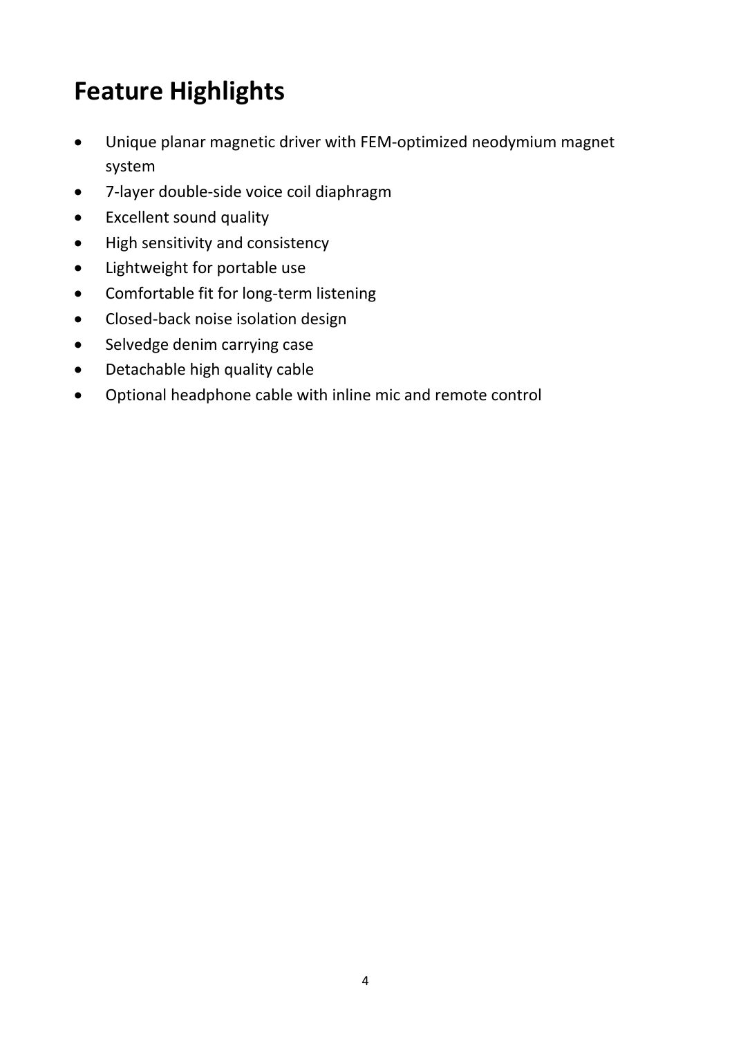# Feature Highlights

- Unique planar magnetic driver with FEM-optimized neodymium magnet system
- 7-layer double-side voice coil diaphragm
- Excellent sound quality
- High sensitivity and consistency
- Lightweight for portable use
- Comfortable fit for long-term listening
- Closed-back noise isolation design
- Selvedge denim carrying case
- Detachable high quality cable
- Optional headphone cable with inline mic and remote control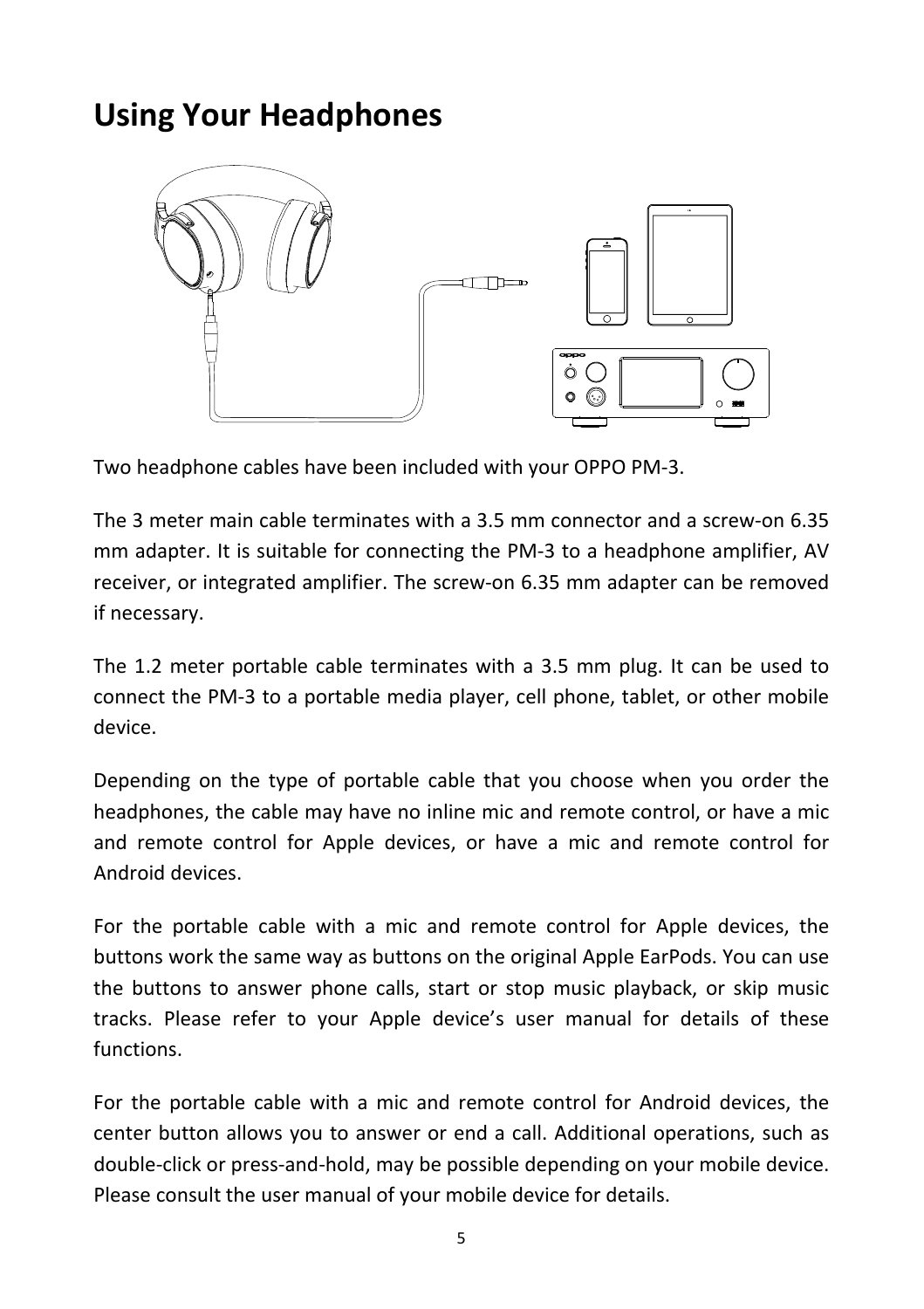# Using Your Headphones

Two headphone cables have been included with your OPPO PM-3.

The 3 meter main cable terminates with a 3.5 mm connector and a screw-on 6.35 mm adapter. It is suitable for connecting the PM-3 to a headphone amplifier, AV receiver, or integrated amplifier. The screw-on 6.35 mm adapter can be removed if necessary.

The 1.2 meter portable cable terminates with a 3.5 mm plug. It can be used to connect the PM-3 to a portable media player, cell phone, tablet, or other mobile device.

Depending on the type of portable cable that you choose when you order the headphones, the cable may have no inline mic and remote control, or have a mic and remote control for Apple devices, or have a mic and remote control for Android devices.

For the portable cable with a mic and remote control for Apple devices, the buttons work the same way as buttons on the original Apple EarPods. You can use the buttons to answer phone calls, start or stop music playback, or skip music tracks. Please refer to your Apple device's user manual for details of these functions.

For the portable cable with a mic and remote control for Android devices, the center button allows you to answer or end a call. Additional operations, such as double-click or press-and-hold, may be possible depending on your mobile device. Please consult the user manual of your mobile device for details.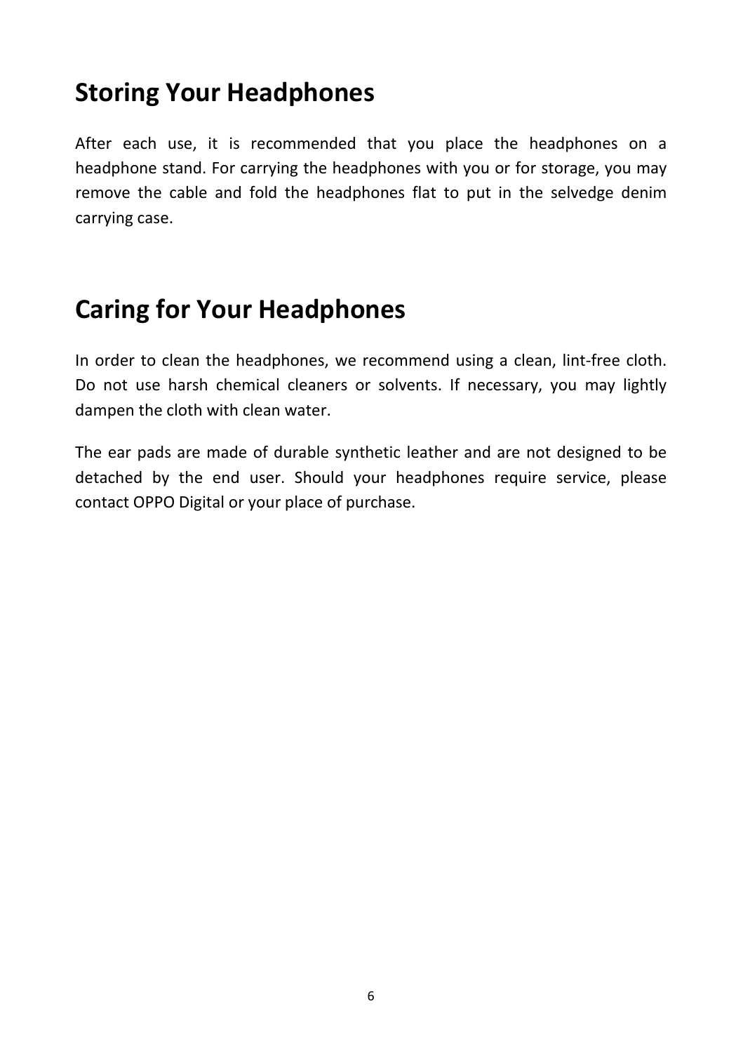## Storing Your Headphones

After each use, it is recommended that you place the headphones on a headphone stand. For carrying the headphones with you or for storage, you may remove the cable and fold the headphones flat to put in the selvedge denim carrying case.

## Caring for Your Headphones

In order to clean the headphones, we recommend using a clean, lint-free cloth. Do not use harsh chemical cleaners or solvents. If necessary, you may lightly dampen the cloth with clean water.

The ear pads are made of durable synthetic leather and are not designed to be detached by the end user. Should your headphones require service, please contact OPPO Digital or your place of purchase.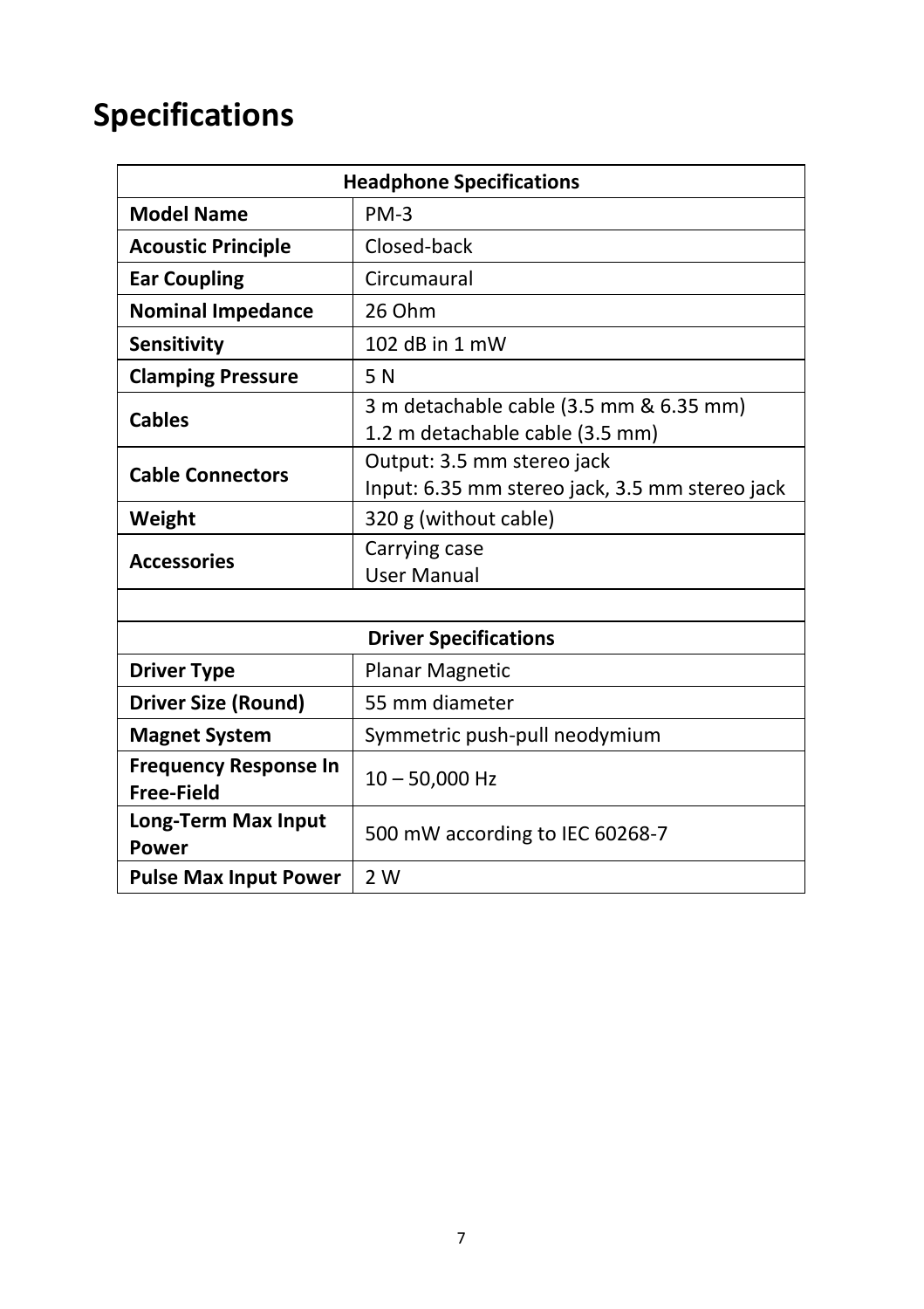# Specifications

| Headphone Specifications | |
|---|---|
| **Model Name** | PM-3 |
| **Acoustic Principle** | Closed-back |
| **Ear Coupling** | Circumaural |
| **Nominal Impedance** | 26 Ohm |
| **Sensitivity** | 102 dB in 1 mW |
| **Clamping Pressure** | 5 N |
| **Cables** | 3 m detachable cable (3.5 mm & 6.35 mm)<br>1.2 m detachable cable (3.5 mm) |
| **Cable Connectors** | Output: 3.5 mm stereo jack<br>Input: 6.35 mm stereo jack, 3.5 mm stereo jack |
| **Weight** | 320 g (without cable) |
| **Accessories** | Carrying case<br>User Manual |
| | |
| **Driver Specifications** | |
| **Driver Type** | Planar Magnetic |
| **Driver Size (Round)** | 55 mm diameter |
| **Magnet System** | Symmetric push-pull neodymium |
| **Frequency Response In Free-Field** | 10 – 50,000 Hz |
| **Long-Term Max Input Power** | 500 mW according to IEC 60268-7 |
| **Pulse Max Input Power** | 2 W |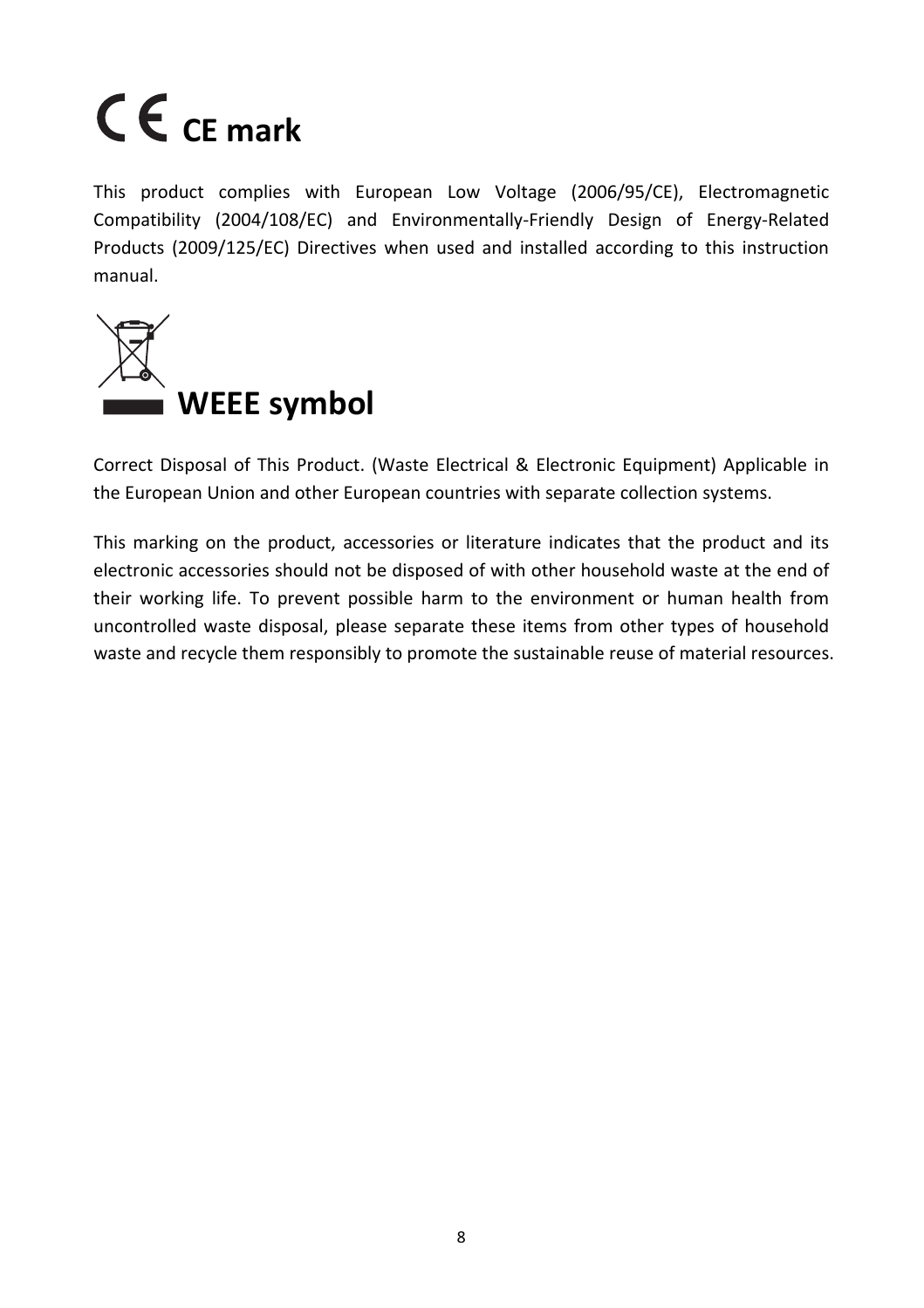# CE mark

This product complies with European Low Voltage (2006/95/CE), Electromagnetic Compatibility (2004/108/EC) and Environmentally-Friendly Design of Energy-Related Products (2009/125/EC) Directives when used and installed according to this instruction manual.

# WEEE symbol

Correct Disposal of This Product. (Waste Electrical & Electronic Equipment) Applicable in the European Union and other European countries with separate collection systems.

This marking on the product, accessories or literature indicates that the product and its electronic accessories should not be disposed of with other household waste at the end of their working life. To prevent possible harm to the environment or human health from uncontrolled waste disposal, please separate these items from other types of household waste and recycle them responsibly to promote the sustainable reuse of material resources.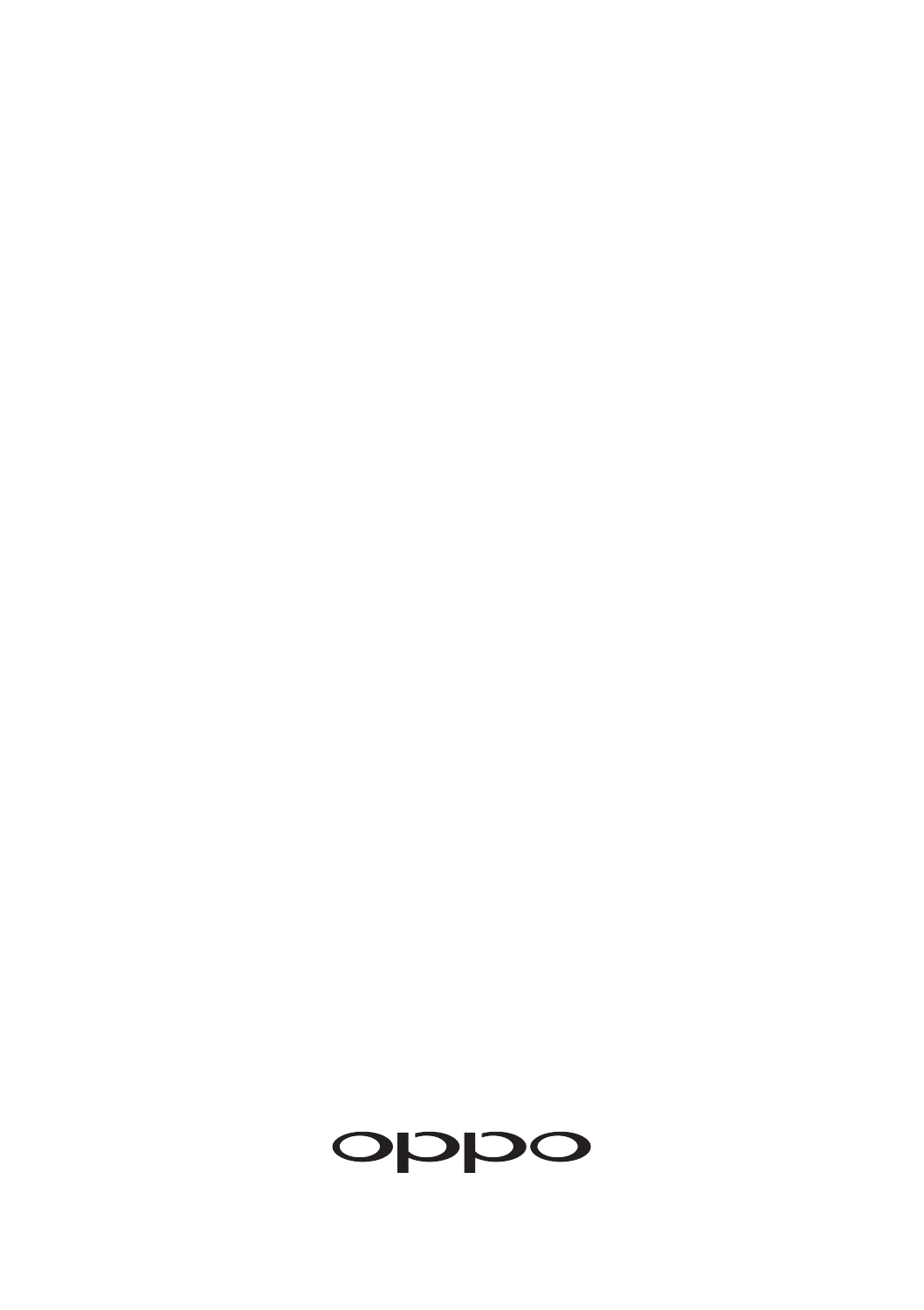oppo